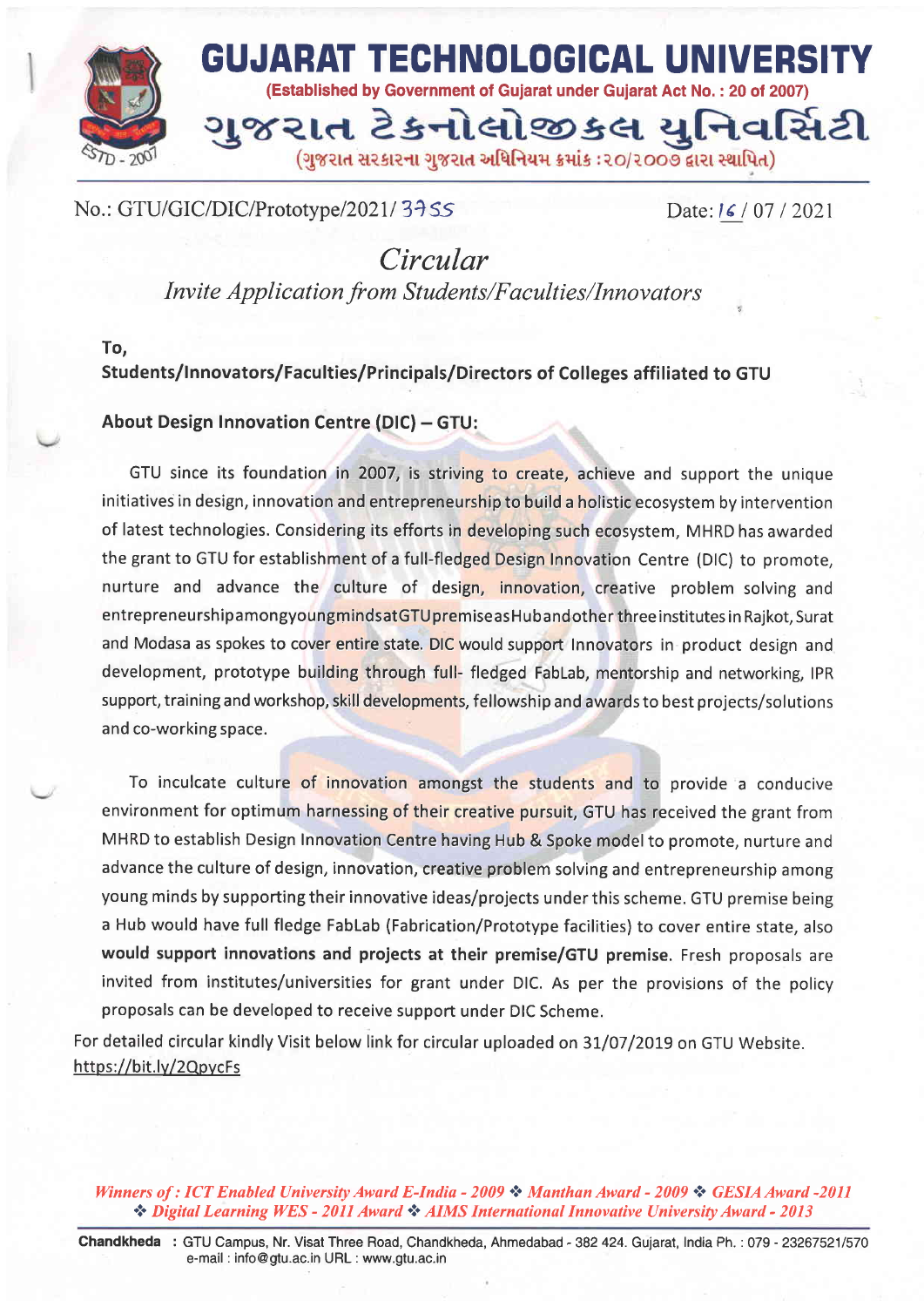# GUJARAT TECHNOLOGICAL UNIVERSITY

**(Established by Government of Gujarat under Gujarat Act No. : 20 of 2007)**

# ગુજરાત ટેકનોલોજીકલ યુનિવર્સિટી

(ગુજરાત સરકારના ગુજરાત અધિનિયમ ક્રમાંક :૨૦/૨૦૦૭ દ્વારા સ્થાપિત)

No.: GTU/GIC/DIC/Prototype/2021/ 3755 Date: 16 / 07 / 2021

## *Circular*

*Invite Application from Students/Faculties/Innovators*

**To,**

**Students/Innovators/Faculties/Principals/Directors of Colleges affiliated to GTU**

**About Design Innovation Centre (DIC) – GTU:**

GTU since its foundation in 2007, is striving to create, achieve and support the unique initiatives in design, innovation and entrepreneurship to build a holistic ecosystem by intervention of latest technologies. Considering its efforts in developing such ecosystem, MHRD has awarded the grant to GTU for establishment of a full-fledged Design Innovation Centre (DIC) to promote, nurture and advance the culture of design, innovation, creative problem solving and entrepreneurshipamongyoungmindsatGTUpremiseasHubandother three institutes in Rajkot, Surat and Modasa as spokes to cover entire state. DIC would support Innovators in product design and development, prototype building through full- fledged FabLab, mentorship and networking, IPR support, training and workshop, skill developments, fellowship and awards to best projects/solutions and co-working space.

To inculcate culture of innovation amongst the students and to provide a conducive environment for optimum harnessing of their creative pursuit, GTU has received the grant from MHRD to establish Design Innovation Centre having Hub & Spoke model to promote, nurture and advance the culture of design, innovation, creative problem solving and entrepreneurship among young minds by supporting their innovative ideas/projects under this scheme. GTU premise being a Hub would have full fledge FabLab (Fabrication/Prototype facilities) to cover entire state, also **would support innovations and projects at their premise/GTU premise.** Fresh proposals are invited from institutes/universities for grant under DIC. As per the provisions of the policy proposals can be developed to receive support under DIC Scheme.

For detailed circular kindly Visit below link for circular uploaded on 31/07/2019 on GTU Website.
https://bit.ly/2QpycFs

*Winners of : ICT Enabled University Award E-India - 2009 ❖ Manthan Award - 2009 ❖ GESIA Award -2011 ❖ Digital Learning WES - 2011 Award ❖ AIMS International Innovative University Award - 2013*

**Chandkheda** : GTU Campus, Nr. Visat Three Road, Chandkheda, Ahmedabad - 382 424. Gujarat, India Ph. : 079 - 23267521/570 e-mail : info@gtu.ac.in URL : www.gtu.ac.in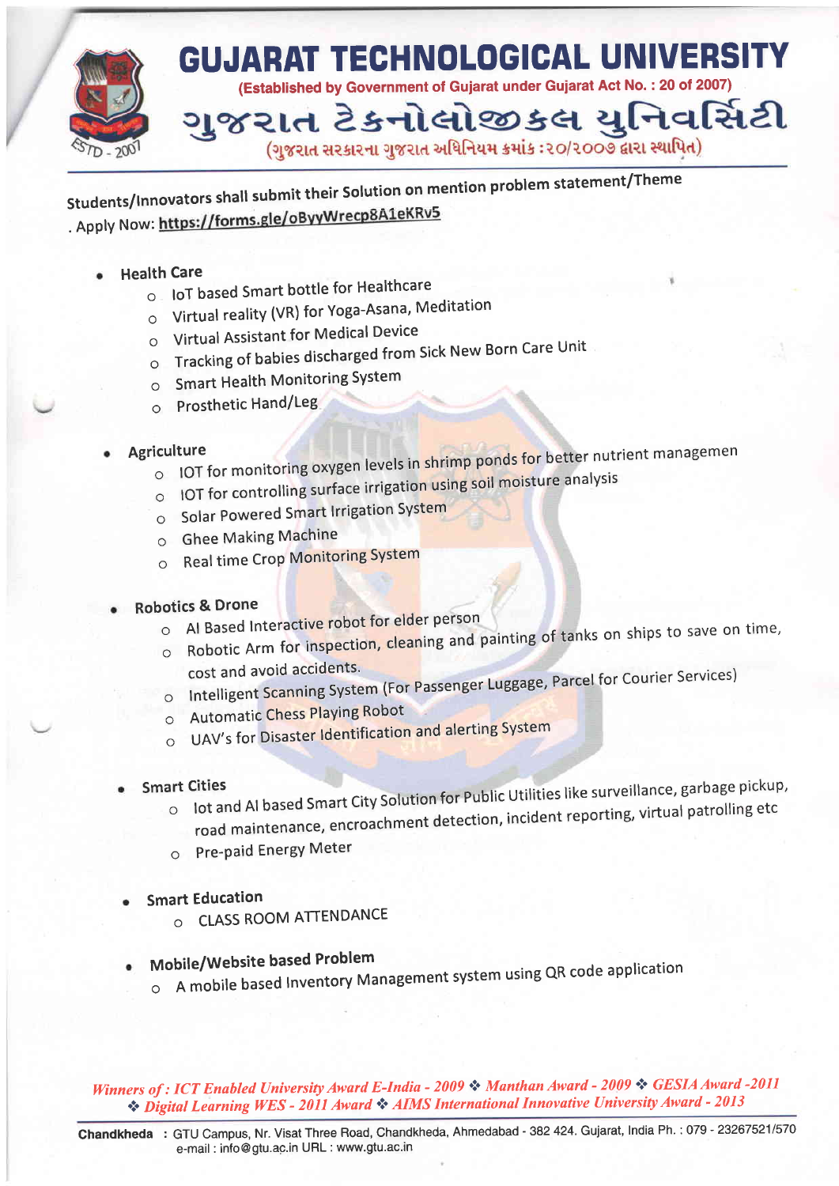# GUJARAT TECHNOLOGICAL UNIVERSITY

(Established by Government of Gujarat under Gujarat Act No. : 20 of 2007)

# ગુજરાત ટેક્નોલોજીકલ યુનિવર્સિટી

(ગુજરાત સરકારના ગુજરાત અધિનિયમ ક્રમાંક :૨૦/૨૦૦૭ દ્વારા સ્થાપિત)

Students/Innovators shall submit their Solution on mention problem statement/Theme

. Apply Now: **https://forms.gle/oByyWrecp8A1eKRv5**

- **Health Care**
  - IoT based Smart bottle for Healthcare
  - Virtual reality (VR) for Yoga-Asana, Meditation
  - Virtual Assistant for Medical Device
  - Tracking of babies discharged from Sick New Born Care Unit
  - Smart Health Monitoring System
  - Prosthetic Hand/Leg

- **Agriculture**
  - IOT for monitoring oxygen levels in shrimp ponds for better nutrient managemen
  - IOT for controlling surface irrigation using soil moisture analysis
  - Solar Powered Smart Irrigation System
  - Ghee Making Machine
  - Real time Crop Monitoring System

- **Robotics & Drone**
  - AI Based Interactive robot for elder person
  - Robotic Arm for inspection, cleaning and painting of tanks on ships to save on time, cost and avoid accidents.
  - Intelligent Scanning System (For Passenger Luggage, Parcel for Courier Services)
  - Automatic Chess Playing Robot
  - UAV's for Disaster Identification and alerting System

- **Smart Cities**
  - Iot and AI based Smart City Solution for Public Utilities like surveillance, garbage pickup, road maintenance, encroachment detection, incident reporting, virtual patrolling etc
  - Pre-paid Energy Meter

- **Smart Education**
  - CLASS ROOM ATTENDANCE

- **Mobile/Website based Problem**
  - A mobile based Inventory Management system using QR code application

*Winners of : ICT Enabled University Award E-India - 2009 ❖ Manthan Award - 2009 ❖ GESIA Award -2011 ❖ Digital Learning WES - 2011 Award ❖ AIMS International Innovative University Award - 2013*

**Chandkheda** : GTU Campus, Nr. Visat Three Road, Chandkheda, Ahmedabad - 382 424. Gujarat, India Ph. : 079 - 23267521/570 e-mail : info@gtu.ac.in URL : www.gtu.ac.in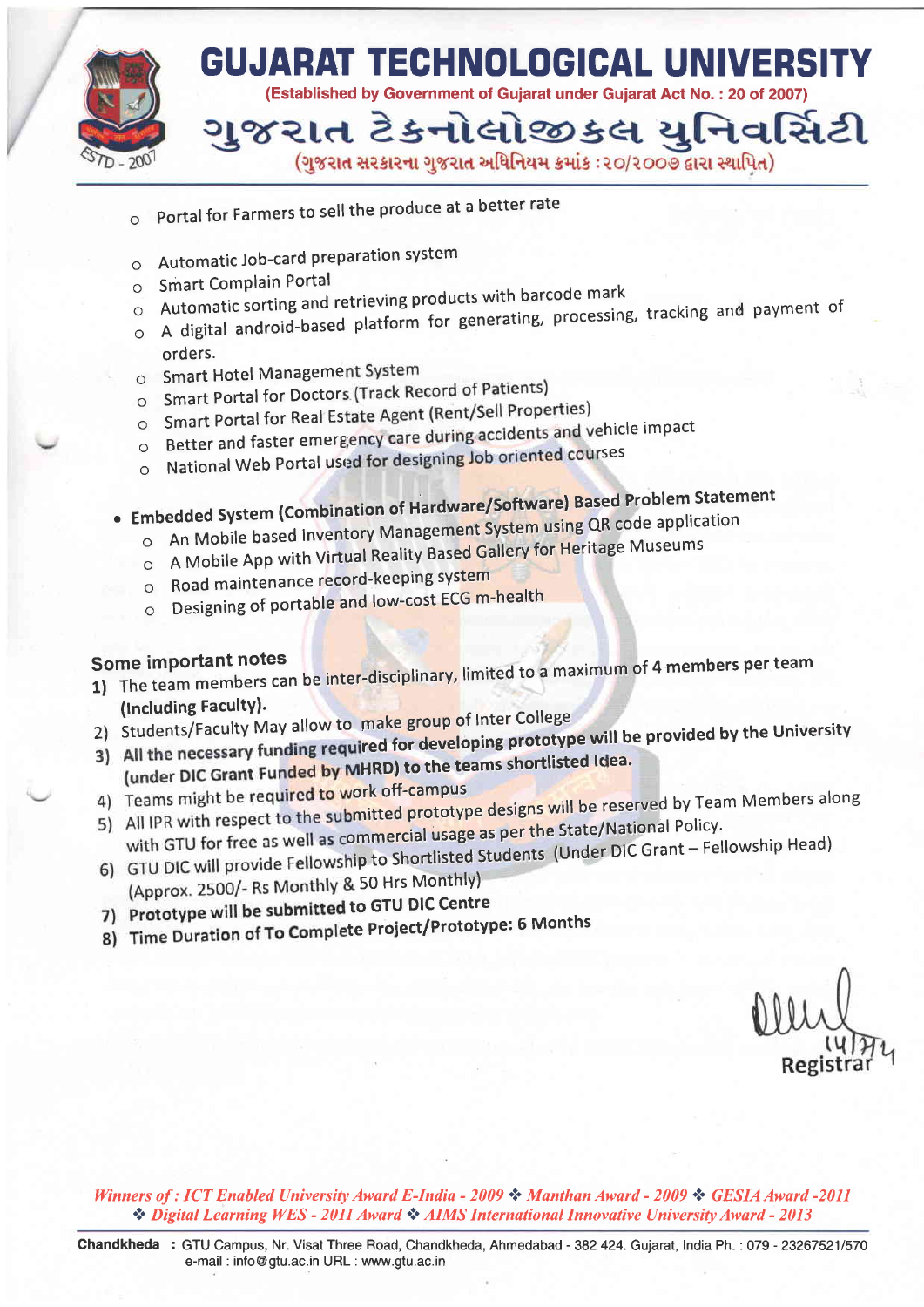- Portal for Farmers to sell the produce at a better rate
- Automatic Job-card preparation system
- Smart Complain Portal
- Automatic sorting and retrieving products with barcode mark
- A digital android-based platform for generating, processing, tracking and payment of orders.
- Smart Hotel Management System
- Smart Portal for Doctors (Track Record of Patients)
- Smart Portal for Real Estate Agent (Rent/Sell Properties)
- Better and faster emergency care during accidents and vehicle impact
- National Web Portal used for designing Job oriented courses

- **Embedded System (Combination of Hardware/Software) Based Problem Statement**
  - An Mobile based Inventory Management System using QR code application
  - A Mobile App with Virtual Reality Based Gallery for Heritage Museums
  - Road maintenance record-keeping system
  - Designing of portable and low-cost ECG m-health

## Some important notes

1) The team members can be inter-disciplinary, limited to a maximum **of 4 members per team (Including Faculty).**
2) Students/Faculty May allow to make group of Inter College
3) **All the necessary funding required for developing prototype will be provided by the University (under DIC Grant Funded by MHRD) to the teams shortlisted Idea.**
4) Teams might be required to work off-campus
5) All IPR with respect to the submitted prototype designs will be reserved by Team Members along with GTU for free as well as commercial usage as per the State/National Policy.
6) GTU DIC will provide Fellowship to Shortlisted Students (Under DIC Grant – Fellowship Head) (Approx. 2500/- Rs Monthly & 50 Hrs Monthly)
7) **Prototype will be submitted to GTU DIC Centre**
8) **Time Duration of To Complete Project/Prototype: 6 Months**

14/3/15

Registrar